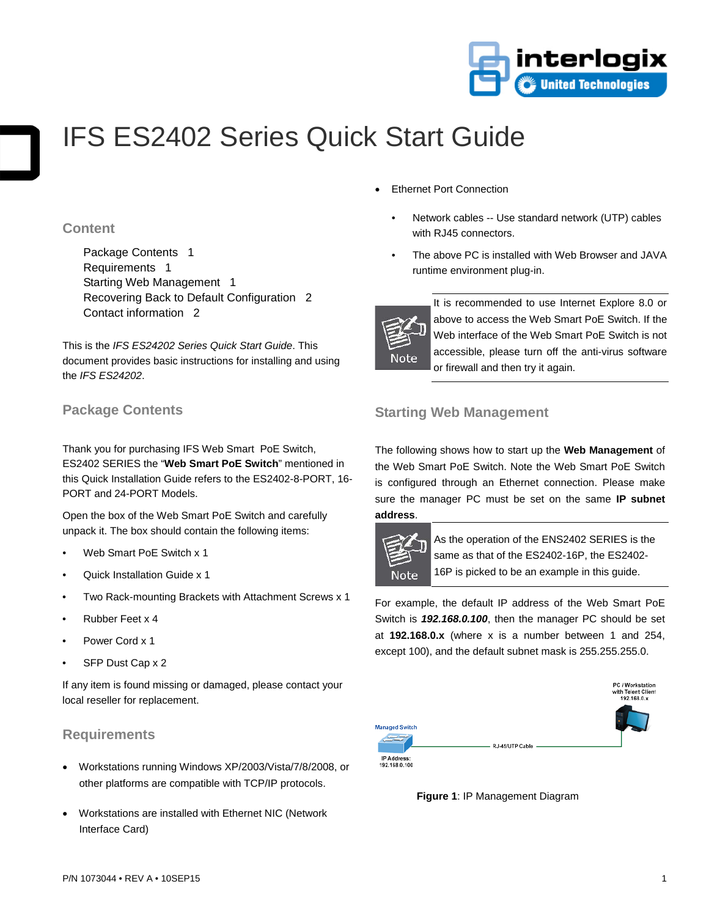# IFS ES2402 Series Quick Start Guide

## Content

Package Contents 1
Requirements 1
Starting Web Management 1
Recovering Back to Default Configuration 2
Contact information 2

This is the *IFS ES24202 Series Quick Start Guide*. This document provides basic instructions for installing and using the *IFS ES24202*.

## Package Contents

Thank you for purchasing IFS Web Smart PoE Switch, ES2402 SERIES the "**Web Smart PoE Switch**" mentioned in this Quick Installation Guide refers to the ES2402-8-PORT, 16-PORT and 24-PORT Models.

Open the box of the Web Smart PoE Switch and carefully unpack it. The box should contain the following items:

- Web Smart PoE Switch x 1
- Quick Installation Guide x 1
- Two Rack-mounting Brackets with Attachment Screws x 1
- Rubber Feet x 4
- Power Cord x 1
- SFP Dust Cap x 2

If any item is found missing or damaged, please contact your local reseller for replacement.

## Requirements

- Workstations running Windows XP/2003/Vista/7/8/2008, or other platforms are compatible with TCP/IP protocols.
- Workstations are installed with Ethernet NIC (Network Interface Card)
- Ethernet Port Connection
  - Network cables -- Use standard network (UTP) cables with RJ45 connectors.
  - The above PC is installed with Web Browser and JAVA runtime environment plug-in.

**Note:** It is recommended to use Internet Explore 8.0 or above to access the Web Smart PoE Switch. If the Web interface of the Web Smart PoE Switch is not accessible, please turn off the anti-virus software or firewall and then try it again.

## Starting Web Management

The following shows how to start up the **Web Management** of the Web Smart PoE Switch. Note the Web Smart PoE Switch is configured through an Ethernet connection. Please make sure the manager PC must be set on the same **IP subnet address**.

**Note:** As the operation of the ENS2402 SERIES is the same as that of the ES2402-16P, the ES2402-16P is picked to be an example in this guide.

For example, the default IP address of the Web Smart PoE Switch is ***192.168.0.100***, then the manager PC should be set at **192.168.0.x** (where x is a number between 1 and 254, except 100), and the default subnet mask is 255.255.255.0.

Managed Switch — IP Address: 192.168.0.100 — RJ-45/UTP Cable — PC / Workstation with Telent Client 192.168.0.x

**Figure 1**: IP Management Diagram

P/N 1073044 • REV A • 10SEP15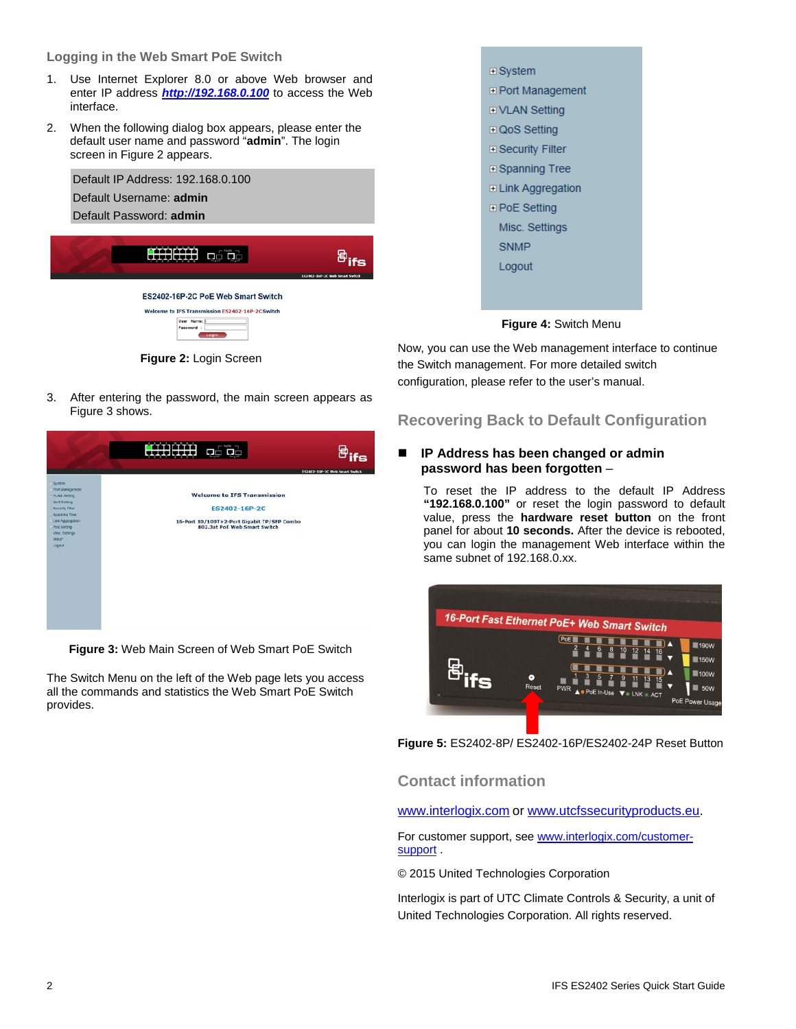## Logging in the Web Smart PoE Switch

1. Use Internet Explorer 8.0 or above Web browser and enter IP address ***http://192.168.0.100*** to access the Web interface.
2. When the following dialog box appears, please enter the default user name and password "**admin**". The login screen in Figure 2 appears.

Default IP Address: 192.168.0.100
Default Username: **admin**
Default Password: **admin**

**Figure 2:** Login Screen

3. After entering the password, the main screen appears as Figure 3 shows.

**Figure 3:** Web Main Screen of Web Smart PoE Switch

The Switch Menu on the left of the Web page lets you access all the commands and statistics the Web Smart PoE Switch provides.

**Figure 4:** Switch Menu

Now, you can use the Web management interface to continue the Switch management. For more detailed switch configuration, please refer to the user's manual.

## Recovering Back to Default Configuration

- **IP Address has been changed or admin password has been forgotten** –

To reset the IP address to the default IP Address **"192.168.0.100"** or reset the login password to default value, press the **hardware reset button** on the front panel for about **10 seconds.** After the device is rebooted, you can login the management Web interface within the same subnet of 192.168.0.xx.

**Figure 5:** ES2402-8P/ ES2402-16P/ES2402-24P Reset Button

## Contact information

www.interlogix.com or www.utcfssecurityproducts.eu.

For customer support, see www.interlogix.com/customer-support .

© 2015 United Technologies Corporation

Interlogix is part of UTC Climate Controls & Security, a unit of United Technologies Corporation. All rights reserved.